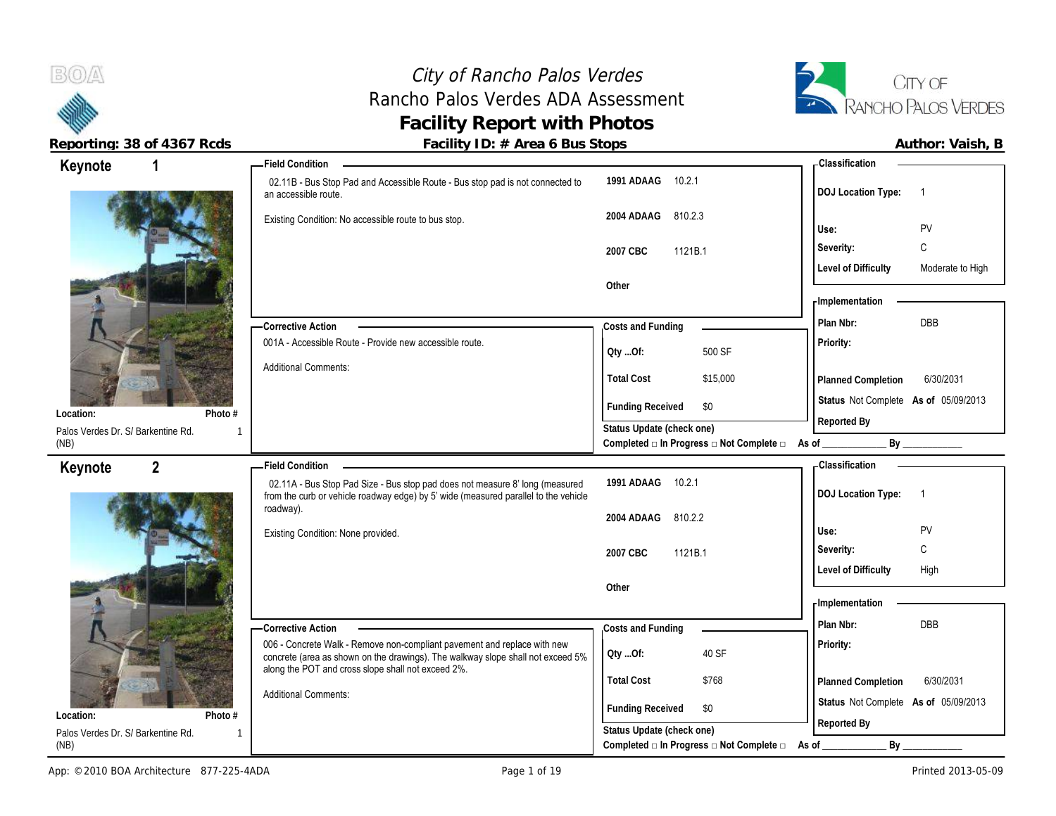# City of Rancho Palos Verdes

## Rancho Palos Verdes ADA Assessment

## Facility Report with Photos

**Reporting: 38 of 4367 Rcds** | **Facility ID: # Area 6 Bus Stops** | **Author: Vaish, B**

---

### Keynote 1

**Location:** Palos Verdes Dr. S/ Barkentine Rd. (NB)

**Photo #** 1

**Field Condition**

02.11B - Bus Stop Pad and Accessible Route - Bus stop pad is not connected to an accessible route.

Existing Condition: No accessible route to bus stop.

| | |
|---|---|
| **1991 ADAAG** | 10.2.1 |
| **2004 ADAAG** | 810.2.3 |
| **2007 CBC** | 1121B.1 |
| **Other** | |

**Classification**

| | |
|---|---|
| **DOJ Location Type:** | 1 |
| **Use:** | PV |
| **Severity:** | C |
| **Level of Difficulty** | Moderate to High |

**Corrective Action**

001A - Accessible Route - Provide new accessible route.

Additional Comments:

**Costs and Funding**

| | |
|---|---|
| **Qty ...Of:** | 500 SF |
| **Total Cost** | $15,000 |
| **Funding Received** | $0 |

**Status Update (check one)**

**Completed □ In Progress □ Not Complete □** As of ____________ By ____________

**Implementation**

| | |
|---|---|
| **Plan Nbr:** | DBB |
| **Priority:** | |
| **Planned Completion** | 6/30/2031 |
| **Status** | Not Complete **As of** 05/09/2013 |
| **Reported By** | |

---

### Keynote 2

**Location:** Palos Verdes Dr. S/ Barkentine Rd. (NB)

**Photo #** 1

**Field Condition**

02.11A - Bus Stop Pad Size - Bus stop pad does not measure 8' long (measured from the curb or vehicle roadway edge) by 5' wide (measured parallel to the vehicle roadway).

Existing Condition: None provided.

| | |
|---|---|
| **1991 ADAAG** | 10.2.1 |
| **2004 ADAAG** | 810.2.2 |
| **2007 CBC** | 1121B.1 |
| **Other** | |

**Classification**

| | |
|---|---|
| **DOJ Location Type:** | 1 |
| **Use:** | PV |
| **Severity:** | C |
| **Level of Difficulty** | High |

**Corrective Action**

006 - Concrete Walk - Remove non-compliant pavement and replace with new concrete (area as shown on the drawings). The walkway slope shall not exceed 5% along the POT and cross slope shall not exceed 2%.

Additional Comments:

**Costs and Funding**

| | |
|---|---|
| **Qty ...Of:** | 40 SF |
| **Total Cost** | $768 |
| **Funding Received** | $0 |

**Status Update (check one)**

**Completed □ In Progress □ Not Complete □** As of ____________ By ____________

**Implementation**

| | |
|---|---|
| **Plan Nbr:** | DBB |
| **Priority:** | |
| **Planned Completion** | 6/30/2031 |
| **Status** | Not Complete **As of** 05/09/2013 |
| **Reported By** | |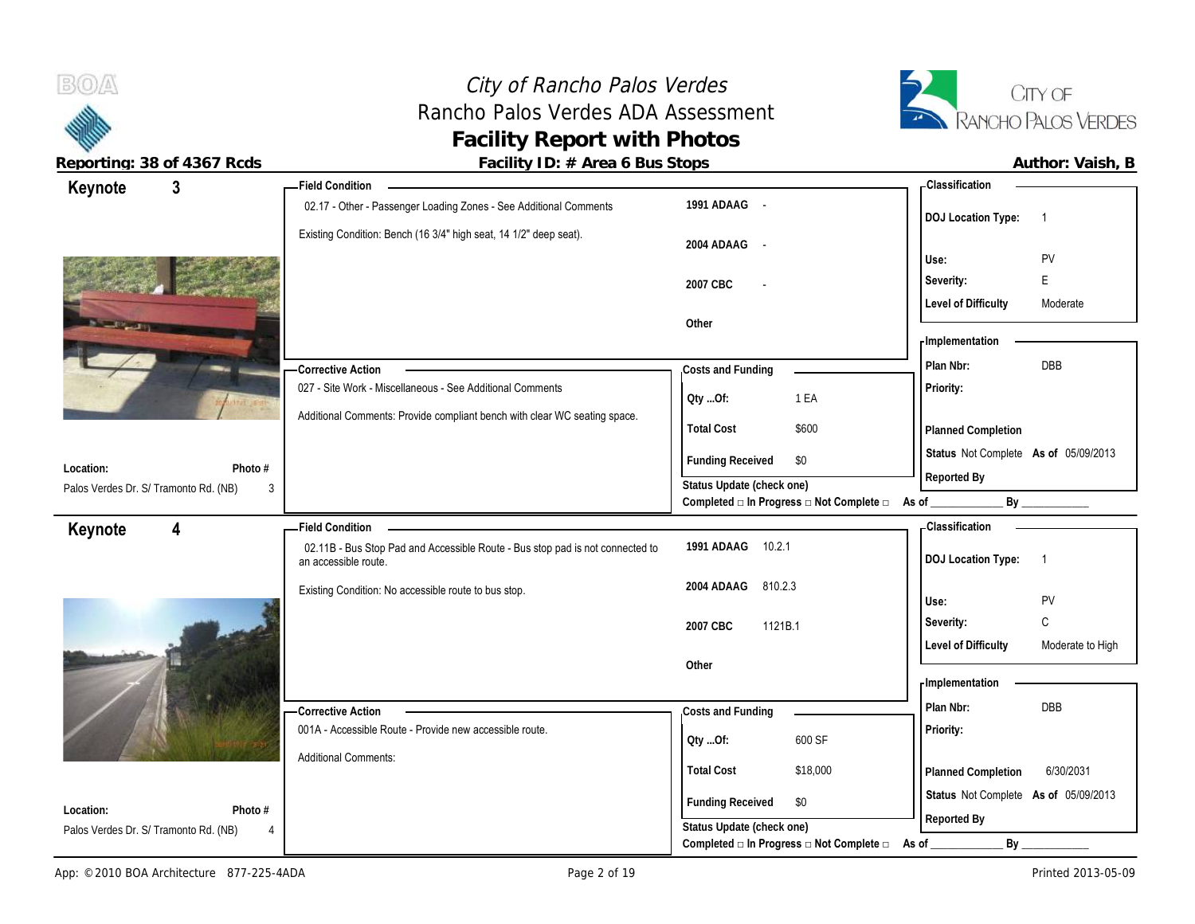# City of Rancho Palos Verdes
## Rancho Palos Verdes ADA Assessment
## Facility Report with Photos

**Reporting: 38 of 4367 Rcds** — **Facility ID: # Area 6 Bus Stops** — **Author: Vaish, B**

---

## Keynote 3

**Location:** Palos Verdes Dr. S/ Tramonto Rd. (NB)
**Photo #:** 3

### Field Condition

02.17 - Other - Passenger Loading Zones - See Additional Comments

Existing Condition: Bench (16 3/4" high seat, 14 1/2" deep seat).

| | |
|---|---|
| 1991 ADAAG | - |
| 2004 ADAAG | - |
| 2007 CBC | - |
| Other | |

### Classification

| | |
|---|---|
| DOJ Location Type: | 1 |
| Use: | PV |
| Severity: | E |
| Level of Difficulty | Moderate |

### Corrective Action

027 - Site Work - Miscellaneous - See Additional Comments

Additional Comments: Provide compliant bench with clear WC seating space.

### Costs and Funding

| | |
|---|---|
| Qty ...Of: | 1 EA |
| Total Cost | $600 |
| Funding Received | $0 |

Status Update (check one)
Completed □ In Progress □ Not Complete □ As of ____________ By ____________

### Implementation

| | |
|---|---|
| Plan Nbr: | DBB |
| Priority: | |
| Planned Completion | |
| Status | Not Complete As of 05/09/2013 |
| Reported By | |

---

## Keynote 4

**Location:** Palos Verdes Dr. S/ Tramonto Rd. (NB)
**Photo #:** 4

### Field Condition

02.11B - Bus Stop Pad and Accessible Route - Bus stop pad is not connected to an accessible route.

Existing Condition: No accessible route to bus stop.

| | |
|---|---|
| 1991 ADAAG | 10.2.1 |
| 2004 ADAAG | 810.2.3 |
| 2007 CBC | 1121B.1 |
| Other | |

### Classification

| | |
|---|---|
| DOJ Location Type: | 1 |
| Use: | PV |
| Severity: | C |
| Level of Difficulty | Moderate to High |

### Corrective Action

001A - Accessible Route - Provide new accessible route.

Additional Comments:

### Costs and Funding

| | |
|---|---|
| Qty ...Of: | 600 SF |
| Total Cost | $18,000 |
| Funding Received | $0 |

Status Update (check one)
Completed □ In Progress □ Not Complete □ As of ____________ By ____________

### Implementation

| | |
|---|---|
| Plan Nbr: | DBB |
| Priority: | |
| Planned Completion | 6/30/2031 |
| Status | Not Complete As of 05/09/2013 |
| Reported By | |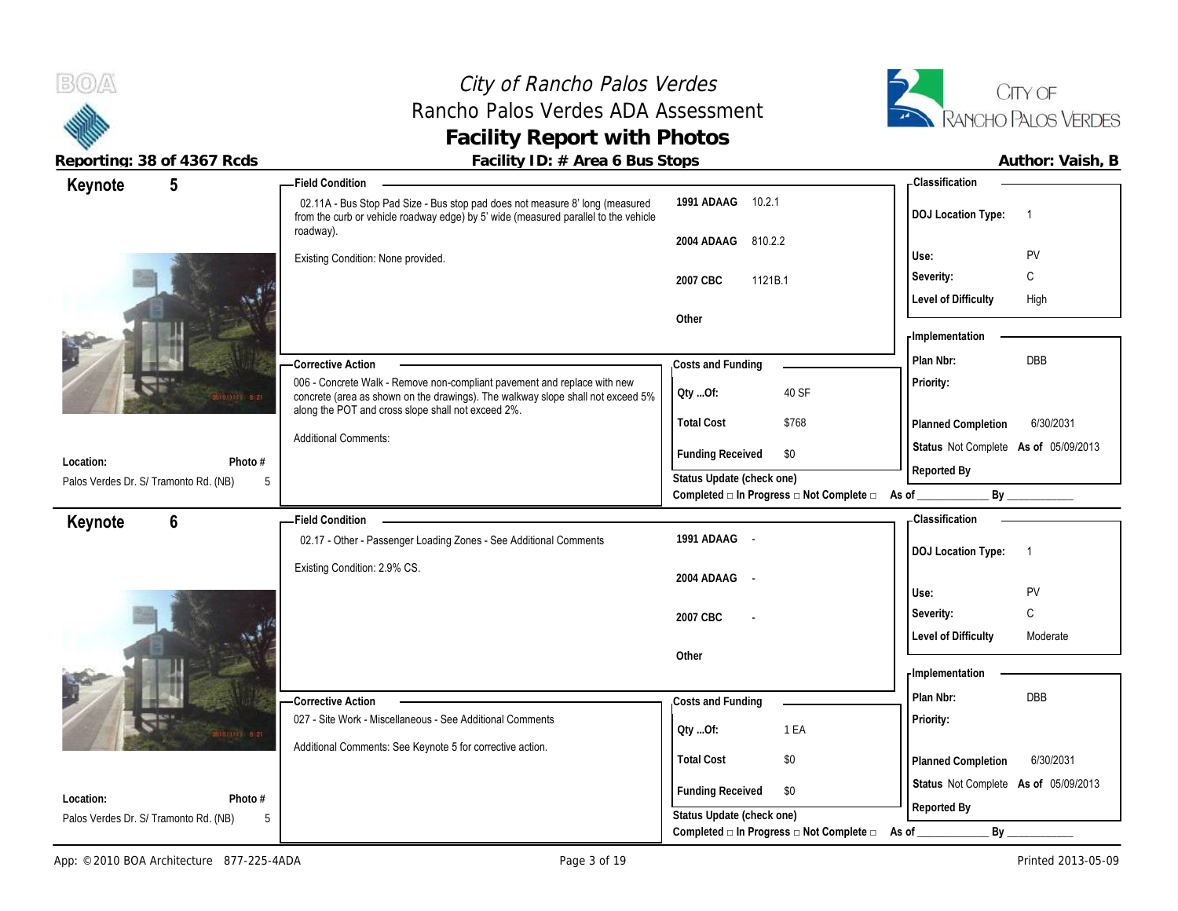# City of Rancho Palos Verdes

## Rancho Palos Verdes ADA Assessment

## Facility Report with Photos

**Reporting: 38 of 4367 Rcds** | **Facility ID: # Area 6 Bus Stops** | **Author: Vaish, B**

---

## Keynote 5

**Location:** Palos Verdes Dr. S/ Tramonto Rd. (NB)
**Photo #:** 5

### Field Condition

02.11A - Bus Stop Pad Size - Bus stop pad does not measure 8' long (measured from the curb or vehicle roadway edge) by 5' wide (measured parallel to the vehicle roadway).

Existing Condition: None provided.

| | |
|---|---|
| 1991 ADAAG | 10.2.1 |
| 2004 ADAAG | 810.2.2 |
| 2007 CBC | 1121B.1 |
| Other | |

### Classification

| | |
|---|---|
| DOJ Location Type: | 1 |
| Use: | PV |
| Severity: | C |
| Level of Difficulty | High |

### Corrective Action

006 - Concrete Walk - Remove non-compliant pavement and replace with new concrete (area as shown on the drawings). The walkway slope shall not exceed 5% along the POT and cross slope shall not exceed 2%.

Additional Comments:

### Costs and Funding

| | |
|---|---|
| Qty ...Of: | 40 SF |
| Total Cost | $768 |
| Funding Received | $0 |

Status Update (check one)
Completed □ In Progress □ Not Complete □ As of ____________ By ____________

### Implementation

| | |
|---|---|
| Plan Nbr: | DBB |
| Priority: | |
| Planned Completion | 6/30/2031 |
| Status | Not Complete As of 05/09/2013 |
| Reported By | |

---

## Keynote 6

**Location:** Palos Verdes Dr. S/ Tramonto Rd. (NB)
**Photo #:** 5

### Field Condition

02.17 - Other - Passenger Loading Zones - See Additional Comments

Existing Condition: 2.9% CS.

| | |
|---|---|
| 1991 ADAAG | - |
| 2004 ADAAG | - |
| 2007 CBC | - |
| Other | |

### Classification

| | |
|---|---|
| DOJ Location Type: | 1 |
| Use: | PV |
| Severity: | C |
| Level of Difficulty | Moderate |

### Corrective Action

027 - Site Work - Miscellaneous - See Additional Comments

Additional Comments: See Keynote 5 for corrective action.

### Costs and Funding

| | |
|---|---|
| Qty ...Of: | 1 EA |
| Total Cost | $0 |
| Funding Received | $0 |

Status Update (check one)
Completed □ In Progress □ Not Complete □ As of ____________ By ____________

### Implementation

| | |
|---|---|
| Plan Nbr: | DBB |
| Priority: | |
| Planned Completion | 6/30/2031 |
| Status | Not Complete As of 05/09/2013 |
| Reported By | |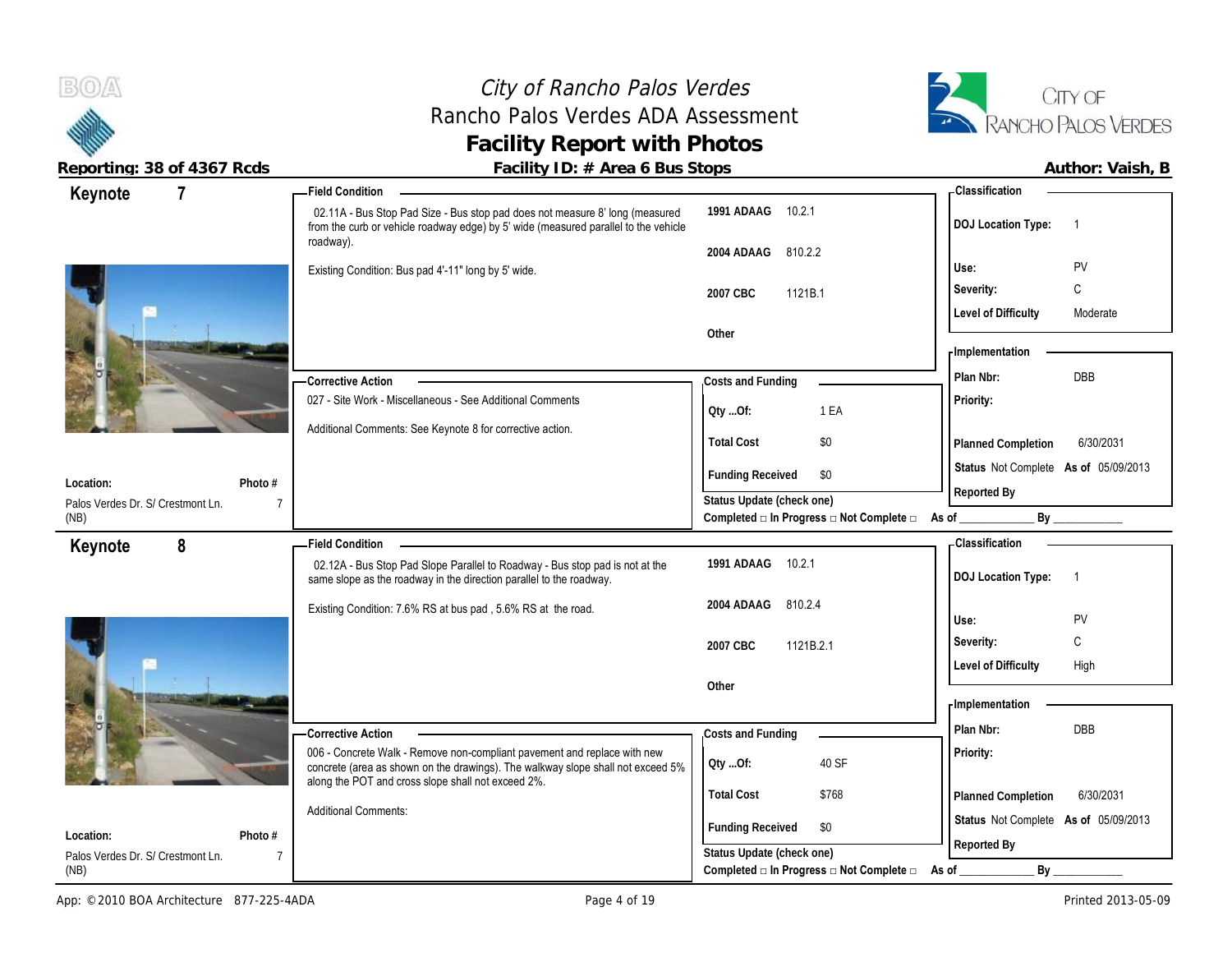# City of Rancho Palos Verdes
## Rancho Palos Verdes ADA Assessment
## Facility Report with Photos

**Reporting: 38 of 4367 Rcds** | **Facility ID: # Area 6 Bus Stops** | **Author: Vaish, B**

---

## Keynote 7

**Field Condition**

02.11A - Bus Stop Pad Size - Bus stop pad does not measure 8' long (measured from the curb or vehicle roadway edge) by 5' wide (measured parallel to the vehicle roadway).

Existing Condition: Bus pad 4'-11" long by 5' wide.

| Code | Section |
|---|---|
| 1991 ADAAG | 10.2.1 |
| 2004 ADAAG | 810.2.2 |
| 2007 CBC | 1121B.1 |
| Other | |

**Classification**

| | |
|---|---|
| DOJ Location Type: | 1 |
| Use: | PV |
| Severity: | C |
| Level of Difficulty | Moderate |

**Corrective Action**

027 - Site Work - Miscellaneous - See Additional Comments

Additional Comments: See Keynote 8 for corrective action.

**Costs and Funding**

| | |
|---|---|
| Qty ...Of: | 1 EA |
| Total Cost | $0 |
| Funding Received | $0 |

**Implementation**

| | |
|---|---|
| Plan Nbr: | DBB |
| Priority: | |
| Planned Completion | 6/30/2031 |
| Status | Not Complete As of 05/09/2013 |
| Reported By | |

**Location:** Palos Verdes Dr. S/ Crestmont Ln. (NB)

**Photo #** 7

Status Update (check one)
Completed □ In Progress □ Not Complete □ As of ____________ By ____________

---

## Keynote 8

**Field Condition**

02.12A - Bus Stop Pad Slope Parallel to Roadway - Bus stop pad is not at the same slope as the roadway in the direction parallel to the roadway.

Existing Condition: 7.6% RS at bus pad , 5.6% RS at the road.

| Code | Section |
|---|---|
| 1991 ADAAG | 10.2.1 |
| 2004 ADAAG | 810.2.4 |
| 2007 CBC | 1121B.2.1 |
| Other | |

**Classification**

| | |
|---|---|
| DOJ Location Type: | 1 |
| Use: | PV |
| Severity: | C |
| Level of Difficulty | High |

**Corrective Action**

006 - Concrete Walk - Remove non-compliant pavement and replace with new concrete (area as shown on the drawings). The walkway slope shall not exceed 5% along the POT and cross slope shall not exceed 2%.

Additional Comments:

**Costs and Funding**

| | |
|---|---|
| Qty ...Of: | 40 SF |
| Total Cost | $768 |
| Funding Received | $0 |

**Implementation**

| | |
|---|---|
| Plan Nbr: | DBB |
| Priority: | |
| Planned Completion | 6/30/2031 |
| Status | Not Complete As of 05/09/2013 |
| Reported By | |

**Location:** Palos Verdes Dr. S/ Crestmont Ln. (NB)

**Photo #** 7

Status Update (check one)
Completed □ In Progress □ Not Complete □ As of ____________ By ____________

---

App: © 2010 BOA Architecture 877-225-4ADA | Printed 2013-05-09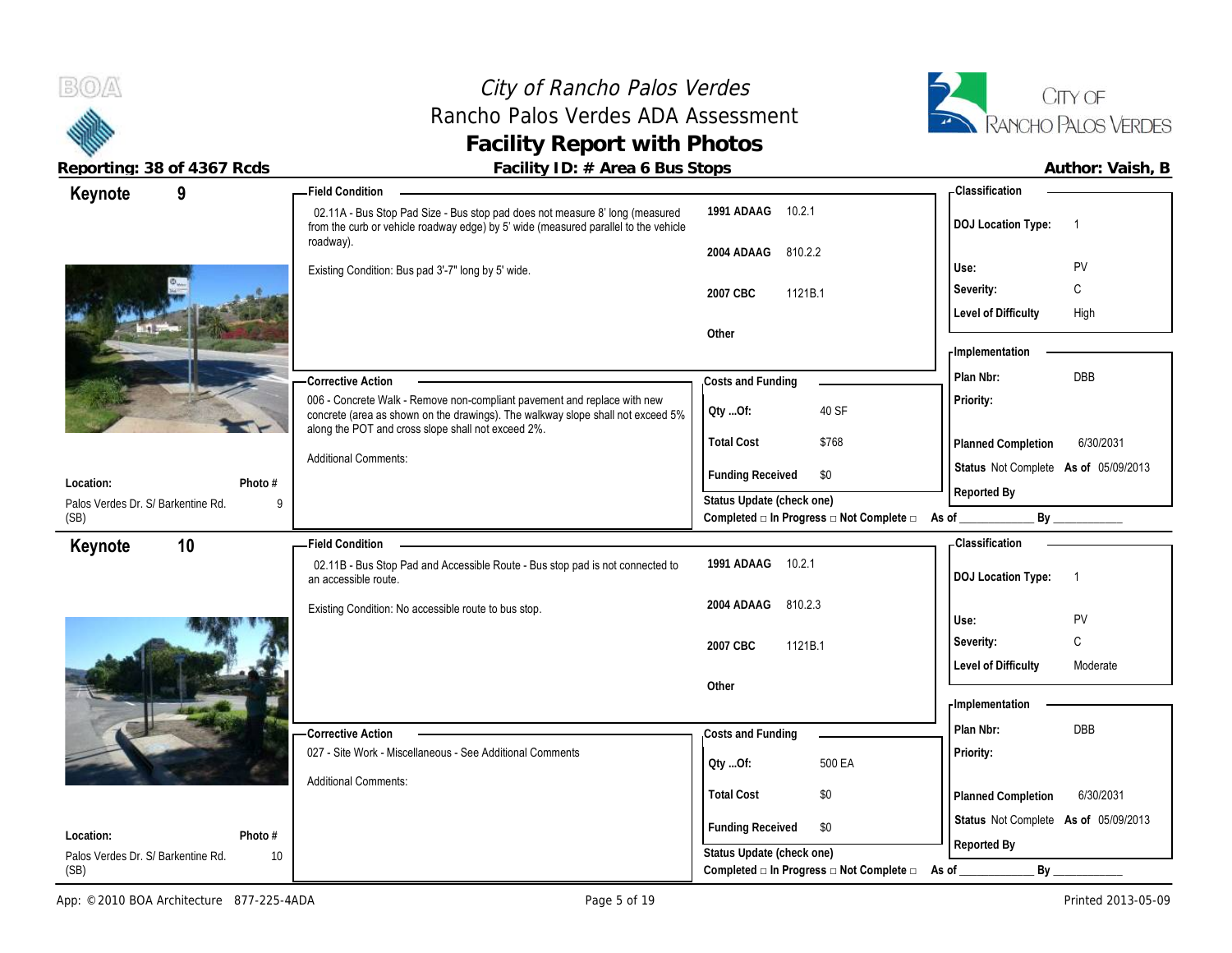# City of Rancho Palos Verdes
## Rancho Palos Verdes ADA Assessment
## Facility Report with Photos

**Reporting: 38 of 4367 Rcds** | **Facility ID: # Area 6 Bus Stops** | **Author: Vaish, B**

---

## Keynote 9

**Field Condition**

02.11A - Bus Stop Pad Size - Bus stop pad does not measure 8' long (measured from the curb or vehicle roadway edge) by 5' wide (measured parallel to the vehicle roadway).

Existing Condition: Bus pad 3'-7" long by 5' wide.

| Code | Section |
|---|---|
| 1991 ADAAG | 10.2.1 |
| 2004 ADAAG | 810.2.2 |
| 2007 CBC | 1121B.1 |
| Other | |

**Classification**

| | |
|---|---|
| DOJ Location Type: | 1 |
| Use: | PV |
| Severity: | C |
| Level of Difficulty | High |

**Corrective Action**

006 - Concrete Walk - Remove non-compliant pavement and replace with new concrete (area as shown on the drawings). The walkway slope shall not exceed 5% along the POT and cross slope shall not exceed 2%.

Additional Comments:

**Costs and Funding**

| | |
|---|---|
| Qty ...Of: | 40 SF |
| Total Cost | $768 |
| Funding Received | $0 |

**Implementation**

| | |
|---|---|
| Plan Nbr: | DBB |
| Priority: | |
| Planned Completion | 6/30/2031 |
| Status | Not Complete As of 05/09/2013 |
| Reported By | |

**Location:** Palos Verdes Dr. S/ Barkentine Rd. (SB)

**Photo #** 9

Status Update (check one)
Completed □ In Progress □ Not Complete □ As of ____________ By ____________

---

## Keynote 10

**Field Condition**

02.11B - Bus Stop Pad and Accessible Route - Bus stop pad is not connected to an accessible route.

Existing Condition: No accessible route to bus stop.

| Code | Section |
|---|---|
| 1991 ADAAG | 10.2.1 |
| 2004 ADAAG | 810.2.3 |
| 2007 CBC | 1121B.1 |
| Other | |

**Classification**

| | |
|---|---|
| DOJ Location Type: | 1 |
| Use: | PV |
| Severity: | C |
| Level of Difficulty | Moderate |

**Corrective Action**

027 - Site Work - Miscellaneous - See Additional Comments

Additional Comments:

**Costs and Funding**

| | |
|---|---|
| Qty ...Of: | 500 EA |
| Total Cost | $0 |
| Funding Received | $0 |

**Implementation**

| | |
|---|---|
| Plan Nbr: | DBB |
| Priority: | |
| Planned Completion | 6/30/2031 |
| Status | Not Complete As of 05/09/2013 |
| Reported By | |

**Location:** Palos Verdes Dr. S/ Barkentine Rd. (SB)

**Photo #** 10

Status Update (check one)
Completed □ In Progress □ Not Complete □ As of ____________ By ____________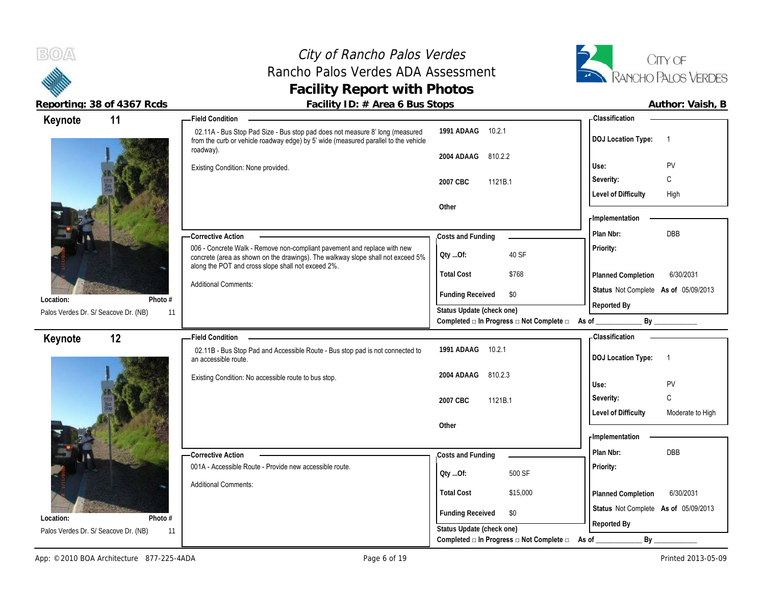# City of Rancho Palos Verdes
## Rancho Palos Verdes ADA Assessment
## Facility Report with Photos

**Reporting: 38 of 4367 Rcds** | **Facility ID: # Area 6 Bus Stops** | **Author: Vaish, B**

---

## Keynote 11

**Location:** Palos Verdes Dr. S/ Seacove Dr. (NB)
**Photo #:** 11

**Field Condition**

02.11A - Bus Stop Pad Size - Bus stop pad does not measure 8' long (measured from the curb or vehicle roadway edge) by 5' wide (measured parallel to the vehicle roadway).

Existing Condition: None provided.

| Code | Section |
|---|---|
| 1991 ADAAG | 10.2.1 |
| 2004 ADAAG | 810.2.2 |
| 2007 CBC | 1121B.1 |
| Other | |

**Corrective Action**

006 - Concrete Walk - Remove non-compliant pavement and replace with new concrete (area as shown on the drawings). The walkway slope shall not exceed 5% along the POT and cross slope shall not exceed 2%.

Additional Comments:

**Costs and Funding**

| | |
|---|---|
| Qty ...Of: | 40 SF |
| Total Cost | $768 |
| Funding Received | $0 |

Status Update (check one)
Completed □ In Progress □ Not Complete □ As of ____________ By ____________

**Classification**

| | |
|---|---|
| DOJ Location Type: | 1 |
| Use: | PV |
| Severity: | C |
| Level of Difficulty | High |

**Implementation**

| | |
|---|---|
| Plan Nbr: | DBB |
| Priority: | |
| Planned Completion | 6/30/2031 |
| Status | Not Complete As of 05/09/2013 |
| Reported By | |

---

## Keynote 12

**Location:** Palos Verdes Dr. S/ Seacove Dr. (NB)
**Photo #:** 11

**Field Condition**

02.11B - Bus Stop Pad and Accessible Route - Bus stop pad is not connected to an accessible route.

Existing Condition: No accessible route to bus stop.

| Code | Section |
|---|---|
| 1991 ADAAG | 10.2.1 |
| 2004 ADAAG | 810.2.3 |
| 2007 CBC | 1121B.1 |
| Other | |

**Corrective Action**

001A - Accessible Route - Provide new accessible route.

Additional Comments:

**Costs and Funding**

| | |
|---|---|
| Qty ...Of: | 500 SF |
| Total Cost | $15,000 |
| Funding Received | $0 |

Status Update (check one)
Completed □ In Progress □ Not Complete □ As of ____________ By ____________

**Classification**

| | |
|---|---|
| DOJ Location Type: | 1 |
| Use: | PV |
| Severity: | C |
| Level of Difficulty | Moderate to High |

**Implementation**

| | |
|---|---|
| Plan Nbr: | DBB |
| Priority: | |
| Planned Completion | 6/30/2031 |
| Status | Not Complete As of 05/09/2013 |
| Reported By | |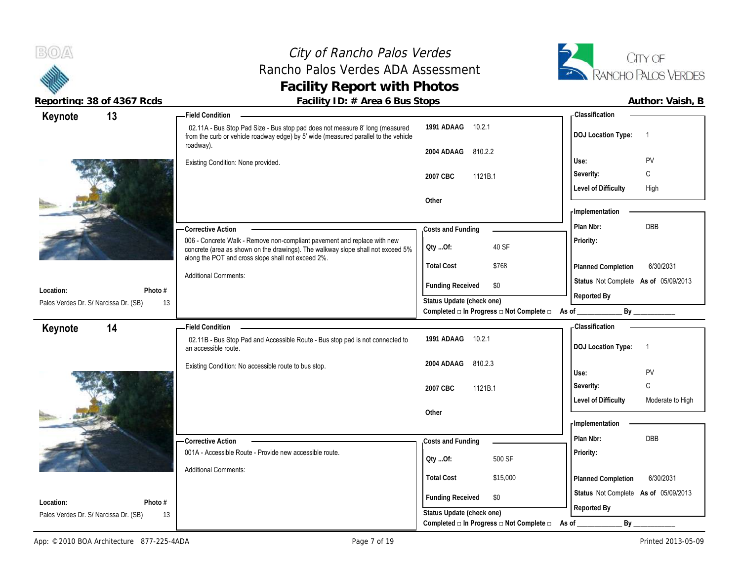# City of Rancho Palos Verdes
## Rancho Palos Verdes ADA Assessment
## Facility Report with Photos

**Reporting: 38 of 4367 Rcds** | **Facility ID: # Area 6 Bus Stops** | **Author: Vaish, B**

---

## Keynote 13

**Field Condition**

02.11A - Bus Stop Pad Size - Bus stop pad does not measure 8' long (measured from the curb or vehicle roadway edge) by 5' wide (measured parallel to the vehicle roadway).

Existing Condition: None provided.

| Code | Reference |
|---|---|
| 1991 ADAAG | 10.2.1 |
| 2004 ADAAG | 810.2.2 |
| 2007 CBC | 1121B.1 |
| Other | |

**Classification**

| | |
|---|---|
| DOJ Location Type: | 1 |
| Use: | PV |
| Severity: | C |
| Level of Difficulty | High |

**Corrective Action**

006 - Concrete Walk - Remove non-compliant pavement and replace with new concrete (area as shown on the drawings). The walkway slope shall not exceed 5% along the POT and cross slope shall not exceed 2%.

Additional Comments:

**Costs and Funding**

| | |
|---|---|
| Qty ...Of: | 40 SF |
| Total Cost | $768 |
| Funding Received | $0 |

Status Update (check one)
Completed □ In Progress □ Not Complete □ As of ____________ By ____________

**Implementation**

| | |
|---|---|
| Plan Nbr: | DBB |
| Priority: | |
| Planned Completion | 6/30/2031 |
| Status | Not Complete As of 05/09/2013 |
| Reported By | |

**Location:** Palos Verdes Dr. S/ Narcissa Dr. (SB)
**Photo #** 13

---

## Keynote 14

**Field Condition**

02.11B - Bus Stop Pad and Accessible Route - Bus stop pad is not connected to an accessible route.

Existing Condition: No accessible route to bus stop.

| Code | Reference |
|---|---|
| 1991 ADAAG | 10.2.1 |
| 2004 ADAAG | 810.2.3 |
| 2007 CBC | 1121B.1 |
| Other | |

**Classification**

| | |
|---|---|
| DOJ Location Type: | 1 |
| Use: | PV |
| Severity: | C |
| Level of Difficulty | Moderate to High |

**Corrective Action**

001A - Accessible Route - Provide new accessible route.

Additional Comments:

**Costs and Funding**

| | |
|---|---|
| Qty ...Of: | 500 SF |
| Total Cost | $15,000 |
| Funding Received | $0 |

Status Update (check one)
Completed □ In Progress □ Not Complete □ As of ____________ By ____________

**Implementation**

| | |
|---|---|
| Plan Nbr: | DBB |
| Priority: | |
| Planned Completion | 6/30/2031 |
| Status | Not Complete As of 05/09/2013 |
| Reported By | |

**Location:** Palos Verdes Dr. S/ Narcissa Dr. (SB)
**Photo #** 13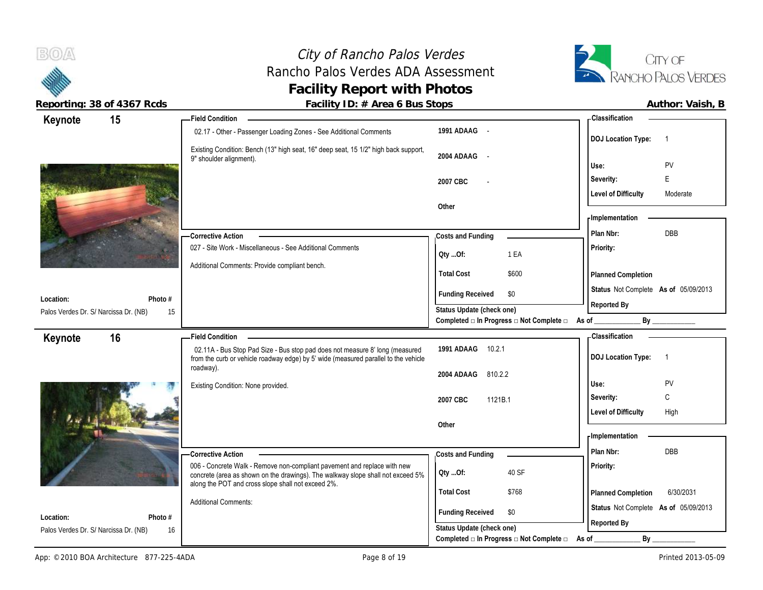# City of Rancho Palos Verdes
## Rancho Palos Verdes ADA Assessment
## Facility Report with Photos

**Reporting: 38 of 4367 Rcds** | **Facility ID: # Area 6 Bus Stops** | **Author: Vaish, B**

---

## Keynote 15

**Field Condition**

02.17 - Other - Passenger Loading Zones - See Additional Comments

Existing Condition: Bench (13" high seat, 16" deep seat, 15 1/2" high back support, 9" shoulder alignment).

| | |
|---|---|
| 1991 ADAAG | - |
| 2004 ADAAG | - |
| 2007 CBC | - |
| Other | |

**Classification**

| | |
|---|---|
| DOJ Location Type: | 1 |
| Use: | PV |
| Severity: | E |
| Level of Difficulty | Moderate |

**Corrective Action**

027 - Site Work - Miscellaneous - See Additional Comments

Additional Comments: Provide compliant bench.

**Costs and Funding**

| | |
|---|---|
| Qty ...Of: | 1 EA |
| Total Cost | $600 |
| Funding Received | $0 |

Status Update (check one)
Completed □ In Progress □ Not Complete □ As of ____________ By ____________

**Implementation**

| | |
|---|---|
| Plan Nbr: | DBB |
| Priority: | |
| Planned Completion | |
| Status | Not Complete As of 05/09/2013 |
| Reported By | |

**Location:** Palos Verdes Dr. S/ Narcissa Dr. (NB)
**Photo #** 15

---

## Keynote 16

**Field Condition**

02.11A - Bus Stop Pad Size - Bus stop pad does not measure 8' long (measured from the curb or vehicle roadway edge) by 5' wide (measured parallel to the vehicle roadway).

Existing Condition: None provided.

| | |
|---|---|
| 1991 ADAAG | 10.2.1 |
| 2004 ADAAG | 810.2.2 |
| 2007 CBC | 1121B.1 |
| Other | |

**Classification**

| | |
|---|---|
| DOJ Location Type: | 1 |
| Use: | PV |
| Severity: | C |
| Level of Difficulty | High |

**Corrective Action**

006 - Concrete Walk - Remove non-compliant pavement and replace with new concrete (area as shown on the drawings). The walkway slope shall not exceed 5% along the POT and cross slope shall not exceed 2%.

Additional Comments:

**Costs and Funding**

| | |
|---|---|
| Qty ...Of: | 40 SF |
| Total Cost | $768 |
| Funding Received | $0 |

Status Update (check one)
Completed □ In Progress □ Not Complete □ As of ____________ By ____________

**Implementation**

| | |
|---|---|
| Plan Nbr: | DBB |
| Priority: | |
| Planned Completion | 6/30/2031 |
| Status | Not Complete As of 05/09/2013 |
| Reported By | |

**Location:** Palos Verdes Dr. S/ Narcissa Dr. (NB)
**Photo #** 16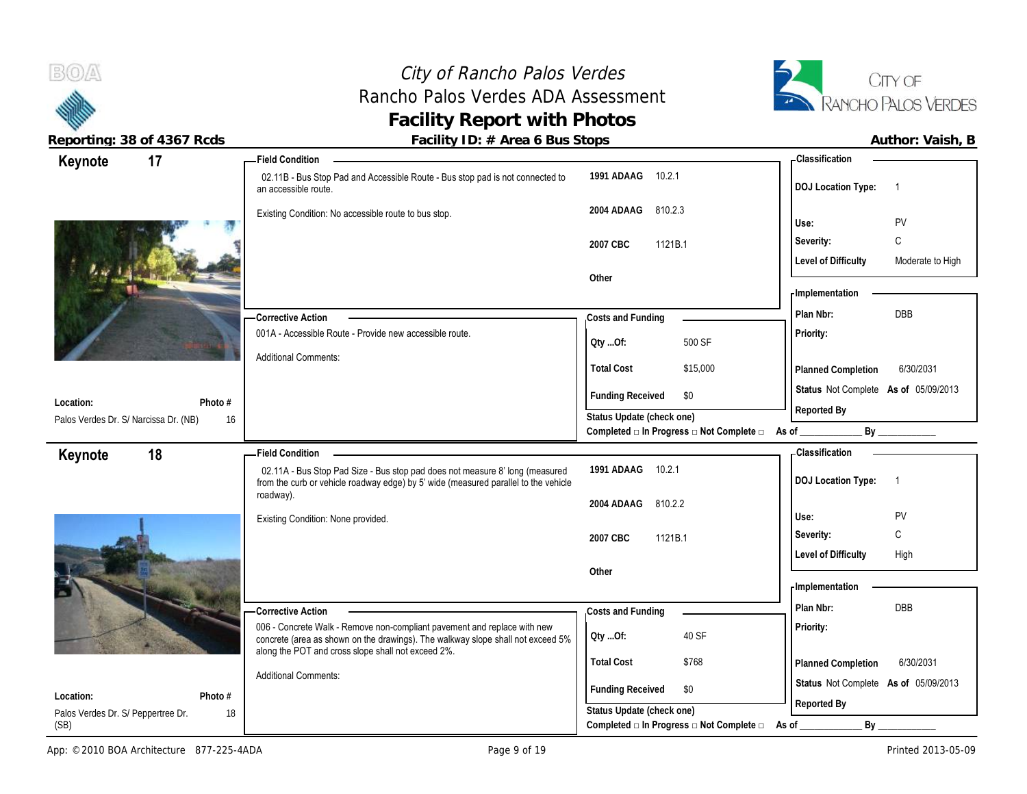# City of Rancho Palos Verdes
## Rancho Palos Verdes ADA Assessment
## Facility Report with Photos

**Reporting: 38 of 4367 Rcds** | **Facility ID: # Area 6 Bus Stops** | **Author: Vaish, B**

---

## Keynote 17

**Field Condition**

02.11B - Bus Stop Pad and Accessible Route - Bus stop pad is not connected to an accessible route.

Existing Condition: No accessible route to bus stop.

| Code | Section |
|---|---|
| 1991 ADAAG | 10.2.1 |
| 2004 ADAAG | 810.2.3 |
| 2007 CBC | 1121B.1 |
| Other | |

**Classification**

| | |
|---|---|
| DOJ Location Type: | 1 |
| Use: | PV |
| Severity: | C |
| Level of Difficulty | Moderate to High |

**Corrective Action**

001A - Accessible Route - Provide new accessible route.

Additional Comments:

**Costs and Funding**

| | |
|---|---|
| Qty ...Of: | 500 SF |
| Total Cost | $15,000 |
| Funding Received | $0 |

**Implementation**

| | |
|---|---|
| Plan Nbr: | DBB |
| Priority: | |
| Planned Completion | 6/30/2031 |
| Status | Not Complete As of 05/09/2013 |
| Reported By | |

**Location:** Palos Verdes Dr. S/ Narcissa Dr. (NB)

**Photo #** 16

Status Update (check one)
Completed □ In Progress □ Not Complete □ As of ____________ By ____________

---

## Keynote 18

**Field Condition**

02.11A - Bus Stop Pad Size - Bus stop pad does not measure 8' long (measured from the curb or vehicle roadway edge) by 5' wide (measured parallel to the vehicle roadway).

Existing Condition: None provided.

| Code | Section |
|---|---|
| 1991 ADAAG | 10.2.1 |
| 2004 ADAAG | 810.2.2 |
| 2007 CBC | 1121B.1 |
| Other | |

**Classification**

| | |
|---|---|
| DOJ Location Type: | 1 |
| Use: | PV |
| Severity: | C |
| Level of Difficulty | High |

**Corrective Action**

006 - Concrete Walk - Remove non-compliant pavement and replace with new concrete (area as shown on the drawings). The walkway slope shall not exceed 5% along the POT and cross slope shall not exceed 2%.

Additional Comments:

**Costs and Funding**

| | |
|---|---|
| Qty ...Of: | 40 SF |
| Total Cost | $768 |
| Funding Received | $0 |

**Implementation**

| | |
|---|---|
| Plan Nbr: | DBB |
| Priority: | |
| Planned Completion | 6/30/2031 |
| Status | Not Complete As of 05/09/2013 |
| Reported By | |

**Location:** Palos Verdes Dr. S/ Peppertree Dr. (SB)

**Photo #** 18

Status Update (check one)
Completed □ In Progress □ Not Complete □ As of ____________ By ____________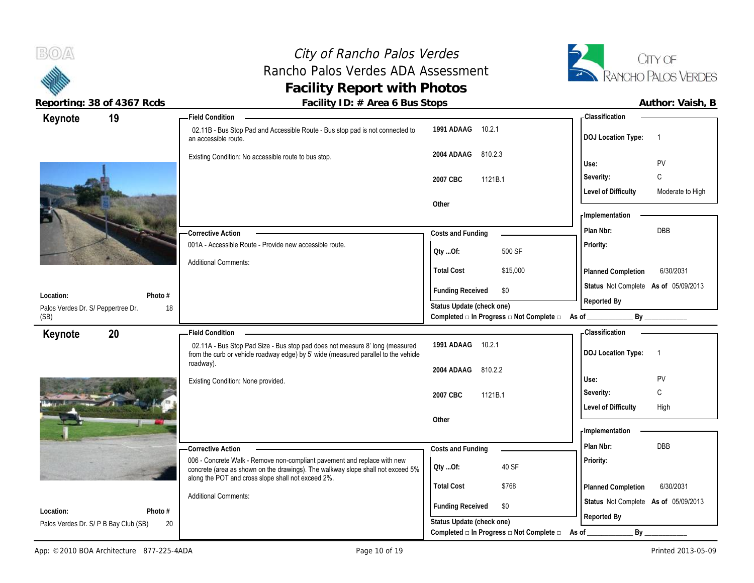# City of Rancho Palos Verdes
## Rancho Palos Verdes ADA Assessment
## Facility Report with Photos

**Reporting: 38 of 4367 Rcds** | **Facility ID: # Area 6 Bus Stops** | **Author: Vaish, B**

---

### Keynote 19

**Field Condition**

02.11B - Bus Stop Pad and Accessible Route - Bus stop pad is not connected to an accessible route.

Existing Condition: No accessible route to bus stop.

| Code | Section |
|---|---|
| 1991 ADAAG | 10.2.1 |
| 2004 ADAAG | 810.2.3 |
| 2007 CBC | 1121B.1 |
| Other | |

**Classification**

| | |
|---|---|
| DOJ Location Type: | 1 |
| Use: | PV |
| Severity: | C |
| Level of Difficulty | Moderate to High |

**Corrective Action**

001A - Accessible Route - Provide new accessible route.

Additional Comments:

**Costs and Funding**

| | |
|---|---|
| Qty ...Of: | 500 SF |
| Total Cost | $15,000 |
| Funding Received | $0 |

**Implementation**

| | |
|---|---|
| Plan Nbr: | DBB |
| Priority: | |
| Planned Completion | 6/30/2031 |
| Status | Not Complete As of 05/09/2013 |
| Reported By | |

**Location:** Palos Verdes Dr. S/ Peppertree Dr. (SB)

**Photo #** 18

Status Update (check one)
Completed □ In Progress □ Not Complete □ As of ____________ By ____________

---

### Keynote 20

**Field Condition**

02.11A - Bus Stop Pad Size - Bus stop pad does not measure 8' long (measured from the curb or vehicle roadway edge) by 5' wide (measured parallel to the vehicle roadway).

Existing Condition: None provided.

| Code | Section |
|---|---|
| 1991 ADAAG | 10.2.1 |
| 2004 ADAAG | 810.2.2 |
| 2007 CBC | 1121B.1 |
| Other | |

**Classification**

| | |
|---|---|
| DOJ Location Type: | 1 |
| Use: | PV |
| Severity: | C |
| Level of Difficulty | High |

**Corrective Action**

006 - Concrete Walk - Remove non-compliant pavement and replace with new concrete (area as shown on the drawings). The walkway slope shall not exceed 5% along the POT and cross slope shall not exceed 2%.

Additional Comments:

**Costs and Funding**

| | |
|---|---|
| Qty ...Of: | 40 SF |
| Total Cost | $768 |
| Funding Received | $0 |

**Implementation**

| | |
|---|---|
| Plan Nbr: | DBB |
| Priority: | |
| Planned Completion | 6/30/2031 |
| Status | Not Complete As of 05/09/2013 |
| Reported By | |

**Location:** Palos Verdes Dr. S/ P B Bay Club (SB)

**Photo #** 20

Status Update (check one)
Completed □ In Progress □ Not Complete □ As of ____________ By ____________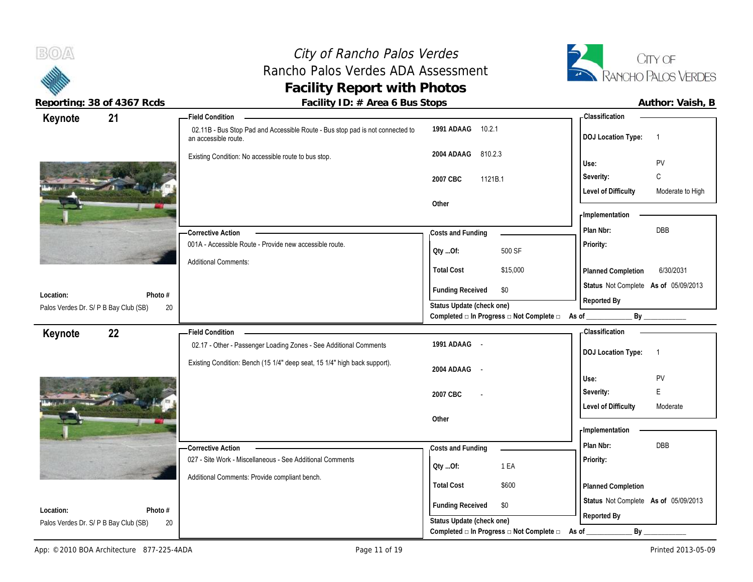# City of Rancho Palos Verdes
## Rancho Palos Verdes ADA Assessment
## Facility Report with Photos

**Reporting: 38 of 4367 Rcds**

**Facility ID: # Area 6 Bus Stops**

**Author: Vaish, B**

---

### Keynote 21

**Location:** Palos Verdes Dr. S/ P B Bay Club (SB)
**Photo #:** 20

**Field Condition**

02.11B - Bus Stop Pad and Accessible Route - Bus stop pad is not connected to an accessible route.

Existing Condition: No accessible route to bus stop.

| Code | Section |
|---|---|
| 1991 ADAAG | 10.2.1 |
| 2004 ADAAG | 810.2.3 |
| 2007 CBC | 1121B.1 |
| Other | |

**Classification**

| | |
|---|---|
| DOJ Location Type: | 1 |
| Use: | PV |
| Severity: | C |
| Level of Difficulty | Moderate to High |

**Corrective Action**

001A - Accessible Route - Provide new accessible route.

Additional Comments:

**Costs and Funding**

| | |
|---|---|
| Qty ...Of: | 500 SF |
| Total Cost | $15,000 |
| Funding Received | $0 |

Status Update (check one)
Completed □ In Progress □ Not Complete □ As of ____________ By ____________

**Implementation**

| | |
|---|---|
| Plan Nbr: | DBB |
| Priority: | |
| Planned Completion | 6/30/2031 |
| Status | Not Complete As of 05/09/2013 |
| Reported By | |

---

### Keynote 22

**Location:** Palos Verdes Dr. S/ P B Bay Club (SB)
**Photo #:** 20

**Field Condition**

02.17 - Other - Passenger Loading Zones - See Additional Comments

Existing Condition: Bench (15 1/4" deep seat, 15 1/4" high back support).

| Code | Section |
|---|---|
| 1991 ADAAG | - |
| 2004 ADAAG | - |
| 2007 CBC | - |
| Other | |

**Classification**

| | |
|---|---|
| DOJ Location Type: | 1 |
| Use: | PV |
| Severity: | E |
| Level of Difficulty | Moderate |

**Corrective Action**

027 - Site Work - Miscellaneous - See Additional Comments

Additional Comments: Provide compliant bench.

**Costs and Funding**

| | |
|---|---|
| Qty ...Of: | 1 EA |
| Total Cost | $600 |
| Funding Received | $0 |

Status Update (check one)
Completed □ In Progress □ Not Complete □ As of ____________ By ____________

**Implementation**

| | |
|---|---|
| Plan Nbr: | DBB |
| Priority: | |
| Planned Completion | |
| Status | Not Complete As of 05/09/2013 |
| Reported By | |

---

App: © 2010 BOA Architecture 877-225-4ADA

Printed 2013-05-09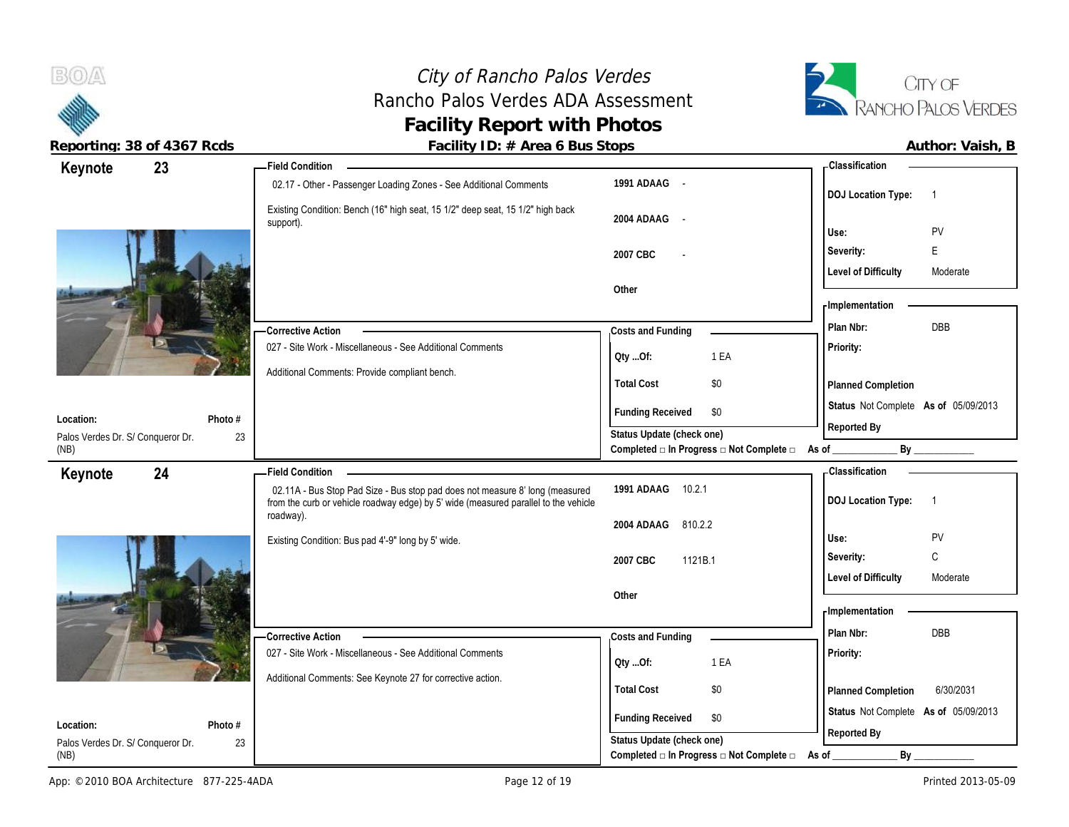# City of Rancho Palos Verdes
## Rancho Palos Verdes ADA Assessment
## Facility Report with Photos

**Reporting: 38 of 4367 Rcds** | **Facility ID: # Area 6 Bus Stops** | **Author: Vaish, B**

---

### Keynote 23

**Field Condition**

02.17 - Other - Passenger Loading Zones - See Additional Comments

Existing Condition: Bench (16" high seat, 15 1/2" deep seat, 15 1/2" high back support).

| | |
|---|---|
| 1991 ADAAG | - |
| 2004 ADAAG | - |
| 2007 CBC | - |
| Other | |

**Classification**

| | |
|---|---|
| DOJ Location Type: | 1 |
| Use: | PV |
| Severity: | E |
| Level of Difficulty | Moderate |

**Corrective Action**

027 - Site Work - Miscellaneous - See Additional Comments

Additional Comments: Provide compliant bench.

**Costs and Funding**

| | |
|---|---|
| Qty ...Of: | 1 EA |
| Total Cost | $0 |
| Funding Received | $0 |

Status Update (check one)
Completed □ In Progress □ Not Complete □ As of ____________ By ____________

**Implementation**

| | |
|---|---|
| Plan Nbr: | DBB |
| Priority: | |
| Planned Completion | |
| Status | Not Complete As of 05/09/2013 |
| Reported By | |

**Location:** Palos Verdes Dr. S/ Conqueror Dr. (NB)
**Photo #** 23

---

### Keynote 24

**Field Condition**

02.11A - Bus Stop Pad Size - Bus stop pad does not measure 8' long (measured from the curb or vehicle roadway edge) by 5' wide (measured parallel to the vehicle roadway).

Existing Condition: Bus pad 4'-9" long by 5' wide.

| | |
|---|---|
| 1991 ADAAG | 10.2.1 |
| 2004 ADAAG | 810.2.2 |
| 2007 CBC | 1121B.1 |
| Other | |

**Classification**

| | |
|---|---|
| DOJ Location Type: | 1 |
| Use: | PV |
| Severity: | C |
| Level of Difficulty | Moderate |

**Corrective Action**

027 - Site Work - Miscellaneous - See Additional Comments

Additional Comments: See Keynote 27 for corrective action.

**Costs and Funding**

| | |
|---|---|
| Qty ...Of: | 1 EA |
| Total Cost | $0 |
| Funding Received | $0 |

Status Update (check one)
Completed □ In Progress □ Not Complete □ As of ____________ By ____________

**Implementation**

| | |
|---|---|
| Plan Nbr: | DBB |
| Priority: | |
| Planned Completion | 6/30/2031 |
| Status | Not Complete As of 05/09/2013 |
| Reported By | |

**Location:** Palos Verdes Dr. S/ Conqueror Dr. (NB)
**Photo #** 23

---

App: © 2010 BOA Architecture 877-225-4ADA | Printed 2013-05-09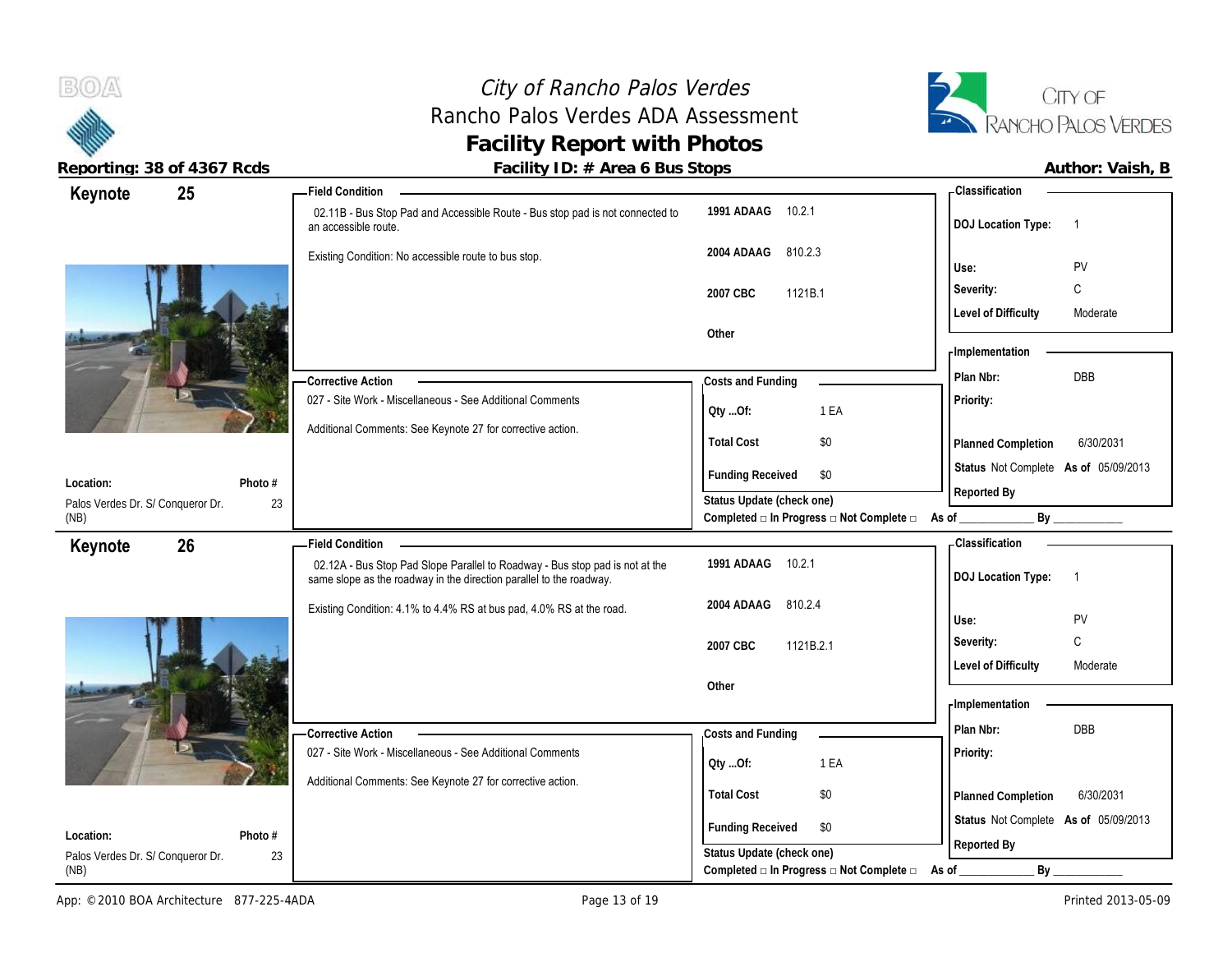# City of Rancho Palos Verdes
## Rancho Palos Verdes ADA Assessment
## Facility Report with Photos

**Reporting: 38 of 4367 Rcds** | **Facility ID: # Area 6 Bus Stops** | **Author: Vaish, B**

---

### Keynote 25

**Field Condition**

02.11B - Bus Stop Pad and Accessible Route - Bus stop pad is not connected to an accessible route.

Existing Condition: No accessible route to bus stop.

| Code | Section |
|---|---|
| 1991 ADAAG | 10.2.1 |
| 2004 ADAAG | 810.2.3 |
| 2007 CBC | 1121B.1 |
| Other | |

**Classification**

| | |
|---|---|
| DOJ Location Type: | 1 |
| Use: | PV |
| Severity: | C |
| Level of Difficulty | Moderate |

**Corrective Action**

027 - Site Work - Miscellaneous - See Additional Comments

Additional Comments: See Keynote 27 for corrective action.

**Costs and Funding**

| | |
|---|---|
| Qty ...Of: | 1 EA |
| Total Cost | $0 |
| Funding Received | $0 |

**Implementation**

| | |
|---|---|
| Plan Nbr: | DBB |
| Priority: | |
| Planned Completion | 6/30/2031 |
| Status | Not Complete As of 05/09/2013 |
| Reported By | |

**Location:** Palos Verdes Dr. S/ Conqueror Dr. (NB)

**Photo #** 23

Status Update (check one)
Completed □ In Progress □ Not Complete □ As of ____________ By ____________

---

### Keynote 26

**Field Condition**

02.12A - Bus Stop Pad Slope Parallel to Roadway - Bus stop pad is not at the same slope as the roadway in the direction parallel to the roadway.

Existing Condition: 4.1% to 4.4% RS at bus pad, 4.0% RS at the road.

| Code | Section |
|---|---|
| 1991 ADAAG | 10.2.1 |
| 2004 ADAAG | 810.2.4 |
| 2007 CBC | 1121B.2.1 |
| Other | |

**Classification**

| | |
|---|---|
| DOJ Location Type: | 1 |
| Use: | PV |
| Severity: | C |
| Level of Difficulty | Moderate |

**Corrective Action**

027 - Site Work - Miscellaneous - See Additional Comments

Additional Comments: See Keynote 27 for corrective action.

**Costs and Funding**

| | |
|---|---|
| Qty ...Of: | 1 EA |
| Total Cost | $0 |
| Funding Received | $0 |

**Implementation**

| | |
|---|---|
| Plan Nbr: | DBB |
| Priority: | |
| Planned Completion | 6/30/2031 |
| Status | Not Complete As of 05/09/2013 |
| Reported By | |

**Location:** Palos Verdes Dr. S/ Conqueror Dr. (NB)

**Photo #** 23

Status Update (check one)
Completed □ In Progress □ Not Complete □ As of ____________ By ____________

---

App: © 2010 BOA Architecture 877-225-4ADA | Printed 2013-05-09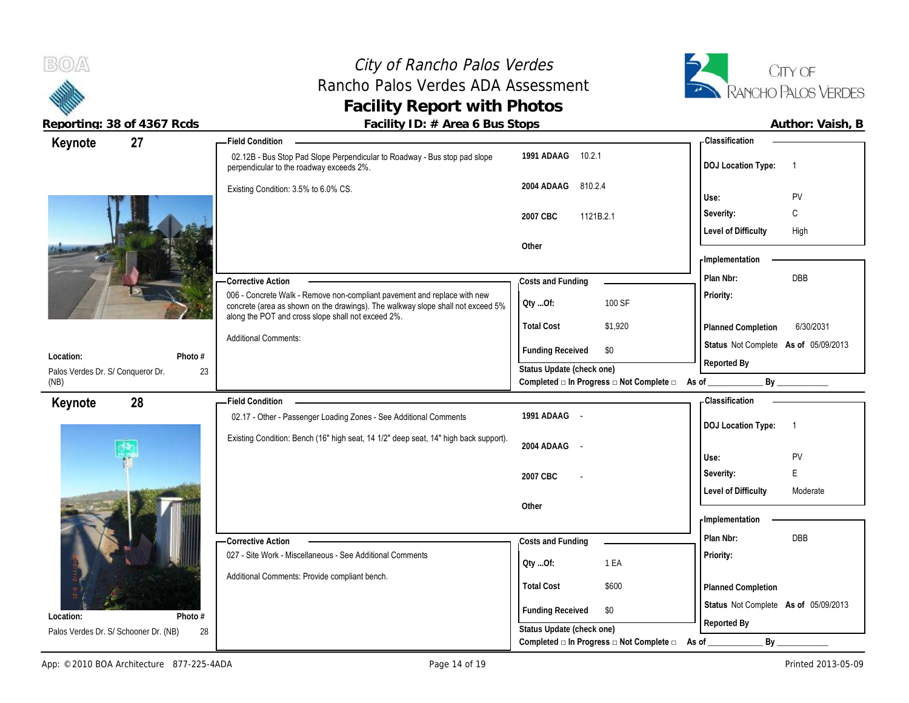# City of Rancho Palos Verdes
## Rancho Palos Verdes ADA Assessment
## Facility Report with Photos

**Reporting: 38 of 4367 Rcds** | **Facility ID: # Area 6 Bus Stops** | **Author: Vaish, B**

---

## Keynote 27

**Location:** Palos Verdes Dr. S/ Conqueror Dr. (NB)
**Photo #:** 23

### Field Condition

02.12B - Bus Stop Pad Slope Perpendicular to Roadway - Bus stop pad slope perpendicular to the roadway exceeds 2%.

Existing Condition: 3.5% to 6.0% CS.

| | |
|---|---|
| 1991 ADAAG | 10.2.1 |
| 2004 ADAAG | 810.2.4 |
| 2007 CBC | 1121B.2.1 |
| Other | |

### Classification

| | |
|---|---|
| DOJ Location Type: | 1 |
| Use: | PV |
| Severity: | C |
| Level of Difficulty | High |

### Corrective Action

006 - Concrete Walk - Remove non-compliant pavement and replace with new concrete (area as shown on the drawings). The walkway slope shall not exceed 5% along the POT and cross slope shall not exceed 2%.

Additional Comments:

### Costs and Funding

| | |
|---|---|
| Qty ...Of: | 100 SF |
| Total Cost | $1,920 |
| Funding Received | $0 |

Status Update (check one)
Completed □ In Progress □ Not Complete □ As of ____________ By ____________

### Implementation

| | |
|---|---|
| Plan Nbr: | DBB |
| Priority: | |
| Planned Completion | 6/30/2031 |
| Status | Not Complete As of 05/09/2013 |
| Reported By | |

---

## Keynote 28

**Location:** Palos Verdes Dr. S/ Schooner Dr. (NB)
**Photo #:** 28

### Field Condition

02.17 - Other - Passenger Loading Zones - See Additional Comments

Existing Condition: Bench (16" high seat, 14 1/2" deep seat, 14" high back support).

| | |
|---|---|
| 1991 ADAAG | - |
| 2004 ADAAG | - |
| 2007 CBC | - |
| Other | |

### Classification

| | |
|---|---|
| DOJ Location Type: | 1 |
| Use: | PV |
| Severity: | E |
| Level of Difficulty | Moderate |

### Corrective Action

027 - Site Work - Miscellaneous - See Additional Comments

Additional Comments: Provide compliant bench.

### Costs and Funding

| | |
|---|---|
| Qty ...Of: | 1 EA |
| Total Cost | $600 |
| Funding Received | $0 |

Status Update (check one)
Completed □ In Progress □ Not Complete □ As of ____________ By ____________

### Implementation

| | |
|---|---|
| Plan Nbr: | DBB |
| Priority: | |
| Planned Completion | |
| Status | Not Complete As of 05/09/2013 |
| Reported By | |

---

App: © 2010 BOA Architecture 877-225-4ADA | Printed 2013-05-09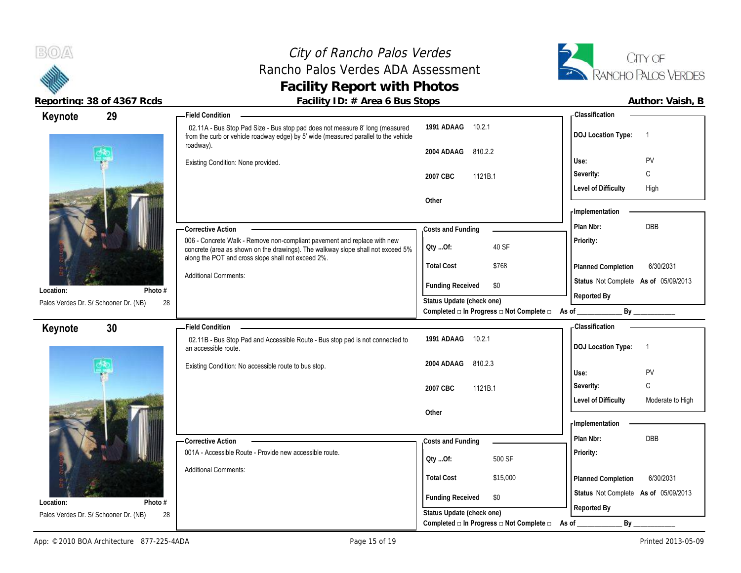# City of Rancho Palos Verdes
## Rancho Palos Verdes ADA Assessment
## Facility Report with Photos

**Reporting: 38 of 4367 Rcds** | **Facility ID: # Area 6 Bus Stops** | **Author: Vaish, B**

---

### Keynote 29

**Location:** Palos Verdes Dr. S/ Schooner Dr. (NB)
**Photo #** 28

**Field Condition**

02.11A - Bus Stop Pad Size - Bus stop pad does not measure 8' long (measured from the curb or vehicle roadway edge) by 5' wide (measured parallel to the vehicle roadway).

Existing Condition: None provided.

| | |
|---|---|
| 1991 ADAAG | 10.2.1 |
| 2004 ADAAG | 810.2.2 |
| 2007 CBC | 1121B.1 |
| Other | |

**Classification**

| | |
|---|---|
| DOJ Location Type: | 1 |
| Use: | PV |
| Severity: | C |
| Level of Difficulty | High |

**Corrective Action**

006 - Concrete Walk - Remove non-compliant pavement and replace with new concrete (area as shown on the drawings). The walkway slope shall not exceed 5% along the POT and cross slope shall not exceed 2%.

Additional Comments:

**Costs and Funding**

| | |
|---|---|
| Qty ...Of: | 40 SF |
| Total Cost | $768 |
| Funding Received | $0 |

Status Update (check one)
Completed □ In Progress □ Not Complete □ As of ____________ By ____________

**Implementation**

| | |
|---|---|
| Plan Nbr: | DBB |
| Priority: | |
| Planned Completion | 6/30/2031 |
| Status | Not Complete As of 05/09/2013 |
| Reported By | |

---

### Keynote 30

**Location:** Palos Verdes Dr. S/ Schooner Dr. (NB)
**Photo #** 28

**Field Condition**

02.11B - Bus Stop Pad and Accessible Route - Bus stop pad is not connected to an accessible route.

Existing Condition: No accessible route to bus stop.

| | |
|---|---|
| 1991 ADAAG | 10.2.1 |
| 2004 ADAAG | 810.2.3 |
| 2007 CBC | 1121B.1 |
| Other | |

**Classification**

| | |
|---|---|
| DOJ Location Type: | 1 |
| Use: | PV |
| Severity: | C |
| Level of Difficulty | Moderate to High |

**Corrective Action**

001A - Accessible Route - Provide new accessible route.

Additional Comments:

**Costs and Funding**

| | |
|---|---|
| Qty ...Of: | 500 SF |
| Total Cost | $15,000 |
| Funding Received | $0 |

Status Update (check one)
Completed □ In Progress □ Not Complete □ As of ____________ By ____________

**Implementation**

| | |
|---|---|
| Plan Nbr: | DBB |
| Priority: | |
| Planned Completion | 6/30/2031 |
| Status | Not Complete As of 05/09/2013 |
| Reported By | |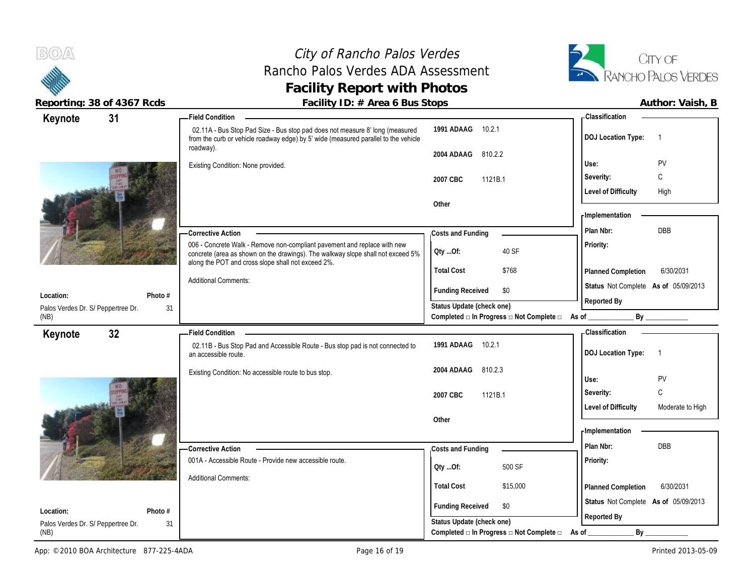# City of Rancho Palos Verdes
## Rancho Palos Verdes ADA Assessment
## Facility Report with Photos

**Reporting: 38 of 4367 Rcds** | **Facility ID: # Area 6 Bus Stops** | **Author: Vaish, B**

---

## Keynote 31

**Field Condition**

02.11A - Bus Stop Pad Size - Bus stop pad does not measure 8' long (measured from the curb or vehicle roadway edge) by 5' wide (measured parallel to the vehicle roadway).

Existing Condition: None provided.

| Code | Section |
|---|---|
| 1991 ADAAG | 10.2.1 |
| 2004 ADAAG | 810.2.2 |
| 2007 CBC | 1121B.1 |
| Other | |

**Classification**

| | |
|---|---|
| DOJ Location Type: | 1 |
| Use: | PV |
| Severity: | C |
| Level of Difficulty | High |

**Corrective Action**

006 - Concrete Walk - Remove non-compliant pavement and replace with new concrete (area as shown on the drawings). The walkway slope shall not exceed 5% along the POT and cross slope shall not exceed 2%.

Additional Comments:

**Costs and Funding**

| | |
|---|---|
| Qty ...Of: | 40 SF |
| Total Cost | $768 |
| Funding Received | $0 |

Status Update (check one)
Completed □ In Progress □ Not Complete □ As of ____________ By ____________

**Implementation**

| | |
|---|---|
| Plan Nbr: | DBB |
| Priority: | |
| Planned Completion | 6/30/2031 |
| Status | Not Complete As of 05/09/2013 |
| Reported By | |

**Location:** Palos Verdes Dr. S/ Peppertree Dr. (NB)
**Photo #:** 31

---

## Keynote 32

**Field Condition**

02.11B - Bus Stop Pad and Accessible Route - Bus stop pad is not connected to an accessible route.

Existing Condition: No accessible route to bus stop.

| Code | Section |
|---|---|
| 1991 ADAAG | 10.2.1 |
| 2004 ADAAG | 810.2.3 |
| 2007 CBC | 1121B.1 |
| Other | |

**Classification**

| | |
|---|---|
| DOJ Location Type: | 1 |
| Use: | PV |
| Severity: | C |
| Level of Difficulty | Moderate to High |

**Corrective Action**

001A - Accessible Route - Provide new accessible route.

Additional Comments:

**Costs and Funding**

| | |
|---|---|
| Qty ...Of: | 500 SF |
| Total Cost | $15,000 |
| Funding Received | $0 |

Status Update (check one)
Completed □ In Progress □ Not Complete □ As of ____________ By ____________

**Implementation**

| | |
|---|---|
| Plan Nbr: | DBB |
| Priority: | |
| Planned Completion | 6/30/2031 |
| Status | Not Complete As of 05/09/2013 |
| Reported By | |

**Location:** Palos Verdes Dr. S/ Peppertree Dr. (NB)
**Photo #:** 31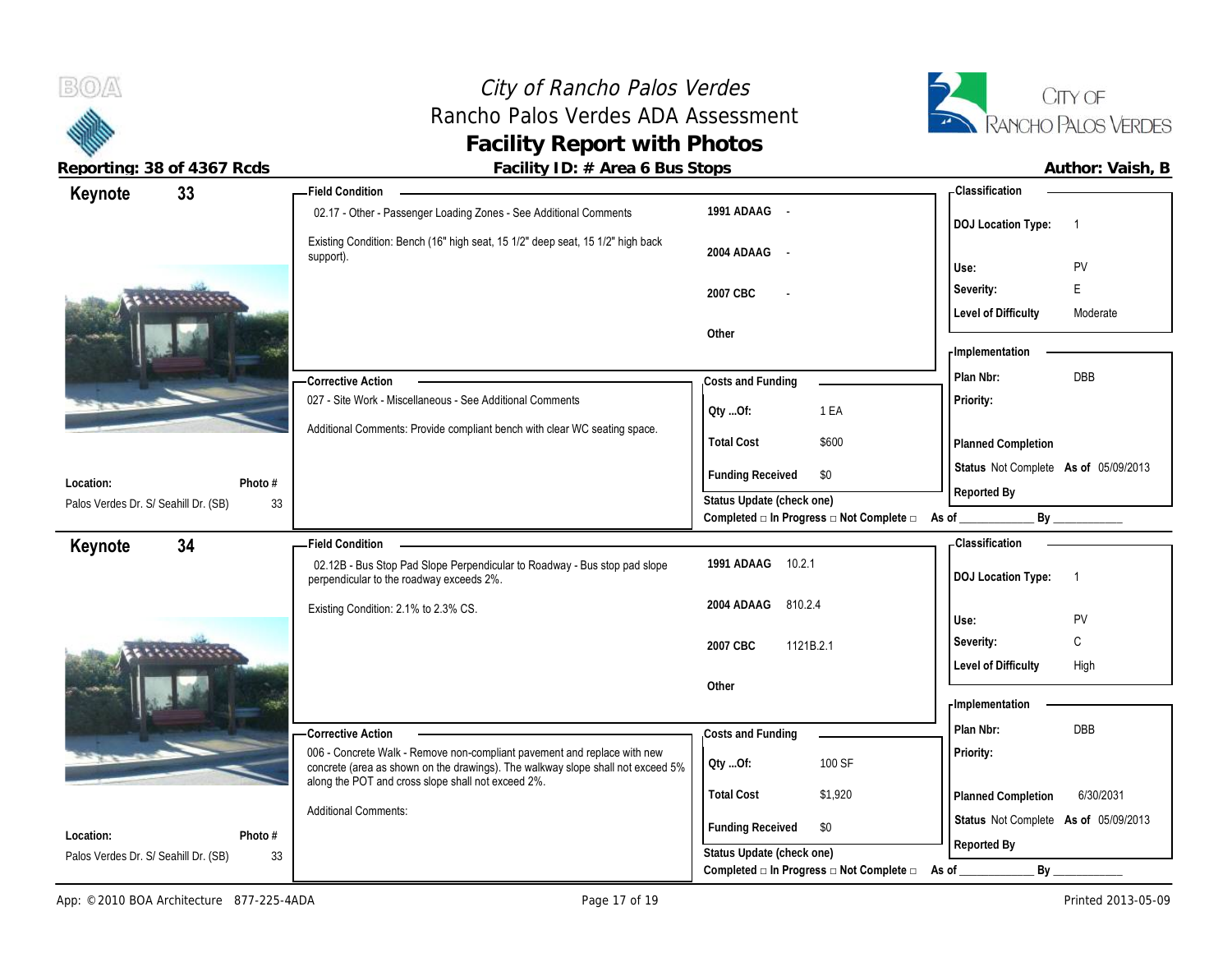# City of Rancho Palos Verdes
## Rancho Palos Verdes ADA Assessment
## Facility Report with Photos

**Reporting: 38 of 4367 Rcds** | **Facility ID: # Area 6 Bus Stops** | **Author: Vaish, B**

---

## Keynote 33

**Location:** Palos Verdes Dr. S/ Seahill Dr. (SB)
**Photo #:** 33

**Field Condition**

02.17 - Other - Passenger Loading Zones - See Additional Comments

Existing Condition: Bench (16" high seat, 15 1/2" deep seat, 15 1/2" high back support).

| | |
|---|---|
| 1991 ADAAG | - |
| 2004 ADAAG | - |
| 2007 CBC | - |
| Other | |

**Classification**

| | |
|---|---|
| DOJ Location Type: | 1 |
| Use: | PV |
| Severity: | E |
| Level of Difficulty | Moderate |

**Corrective Action**

027 - Site Work - Miscellaneous - See Additional Comments

Additional Comments: Provide compliant bench with clear WC seating space.

**Costs and Funding**

| | |
|---|---|
| Qty ...Of: | 1 EA |
| Total Cost | $600 |
| Funding Received | $0 |

**Implementation**

| | |
|---|---|
| Plan Nbr: | DBB |
| Priority: | |
| Planned Completion | |
| Status | Not Complete **As of** 05/09/2013 |
| Reported By | |

Status Update (check one)
Completed □ In Progress □ Not Complete □ As of ____________ By ____________

---

## Keynote 34

**Location:** Palos Verdes Dr. S/ Seahill Dr. (SB)
**Photo #:** 33

**Field Condition**

02.12B - Bus Stop Pad Slope Perpendicular to Roadway - Bus stop pad slope perpendicular to the roadway exceeds 2%.

Existing Condition: 2.1% to 2.3% CS.

| | |
|---|---|
| 1991 ADAAG | 10.2.1 |
| 2004 ADAAG | 810.2.4 |
| 2007 CBC | 1121B.2.1 |
| Other | |

**Classification**

| | |
|---|---|
| DOJ Location Type: | 1 |
| Use: | PV |
| Severity: | C |
| Level of Difficulty | High |

**Corrective Action**

006 - Concrete Walk - Remove non-compliant pavement and replace with new concrete (area as shown on the drawings). The walkway slope shall not exceed 5% along the POT and cross slope shall not exceed 2%.

Additional Comments:

**Costs and Funding**

| | |
|---|---|
| Qty ...Of: | 100 SF |
| Total Cost | $1,920 |
| Funding Received | $0 |

**Implementation**

| | |
|---|---|
| Plan Nbr: | DBB |
| Priority: | |
| Planned Completion | 6/30/2031 |
| Status | Not Complete **As of** 05/09/2013 |
| Reported By | |

Status Update (check one)
Completed □ In Progress □ Not Complete □ As of ____________ By ____________

App: © 2010 BOA Architecture 877-225-4ADA | Printed 2013-05-09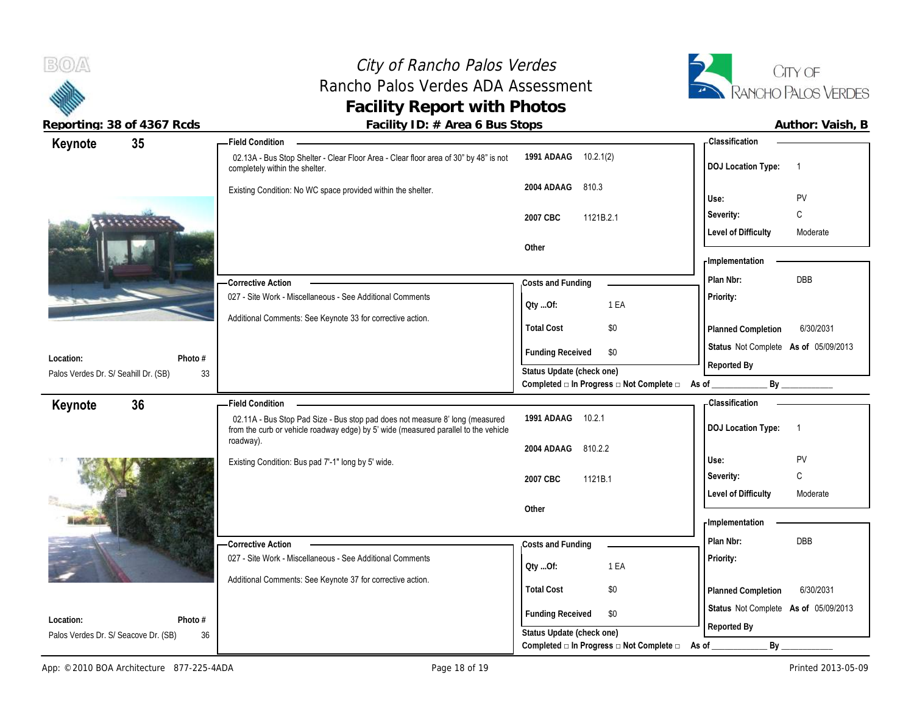# City of Rancho Palos Verdes
## Rancho Palos Verdes ADA Assessment
## Facility Report with Photos

**Reporting: 38 of 4367 Rcds** | **Facility ID: # Area 6 Bus Stops** | **Author: Vaish, B**

---

## Keynote 35

**Field Condition**

02.13A - Bus Stop Shelter - Clear Floor Area - Clear floor area of 30" by 48" is not completely within the shelter.

Existing Condition: No WC space provided within the shelter.

| Code | Section |
|---|---|
| 1991 ADAAG | 10.2.1(2) |
| 2004 ADAAG | 810.3 |
| 2007 CBC | 1121B.2.1 |
| Other | |

**Classification**

| | |
|---|---|
| DOJ Location Type: | 1 |
| Use: | PV |
| Severity: | C |
| Level of Difficulty | Moderate |

**Corrective Action**

027 - Site Work - Miscellaneous - See Additional Comments

Additional Comments: See Keynote 33 for corrective action.

**Costs and Funding**

| | |
|---|---|
| Qty ...Of: | 1 EA |
| Total Cost | $0 |
| Funding Received | $0 |

Status Update (check one)
Completed □ In Progress □ Not Complete □ As of ____________ By ____________

**Implementation**

| | |
|---|---|
| Plan Nbr: | DBB |
| Priority: | |
| Planned Completion | 6/30/2031 |
| Status | Not Complete **As of** 05/09/2013 |
| Reported By | |

**Location:** Palos Verdes Dr. S/ Seahill Dr. (SB)
**Photo #** 33

---

## Keynote 36

**Field Condition**

02.11A - Bus Stop Pad Size - Bus stop pad does not measure 8' long (measured from the curb or vehicle roadway edge) by 5' wide (measured parallel to the vehicle roadway).

Existing Condition: Bus pad 7'-1" long by 5' wide.

| Code | Section |
|---|---|
| 1991 ADAAG | 10.2.1 |
| 2004 ADAAG | 810.2.2 |
| 2007 CBC | 1121B.1 |
| Other | |

**Classification**

| | |
|---|---|
| DOJ Location Type: | 1 |
| Use: | PV |
| Severity: | C |
| Level of Difficulty | Moderate |

**Corrective Action**

027 - Site Work - Miscellaneous - See Additional Comments

Additional Comments: See Keynote 37 for corrective action.

**Costs and Funding**

| | |
|---|---|
| Qty ...Of: | 1 EA |
| Total Cost | $0 |
| Funding Received | $0 |

Status Update (check one)
Completed □ In Progress □ Not Complete □ As of ____________ By ____________

**Implementation**

| | |
|---|---|
| Plan Nbr: | DBB |
| Priority: | |
| Planned Completion | 6/30/2031 |
| Status | Not Complete **As of** 05/09/2013 |
| Reported By | |

**Location:** Palos Verdes Dr. S/ Seacove Dr. (SB)
**Photo #** 36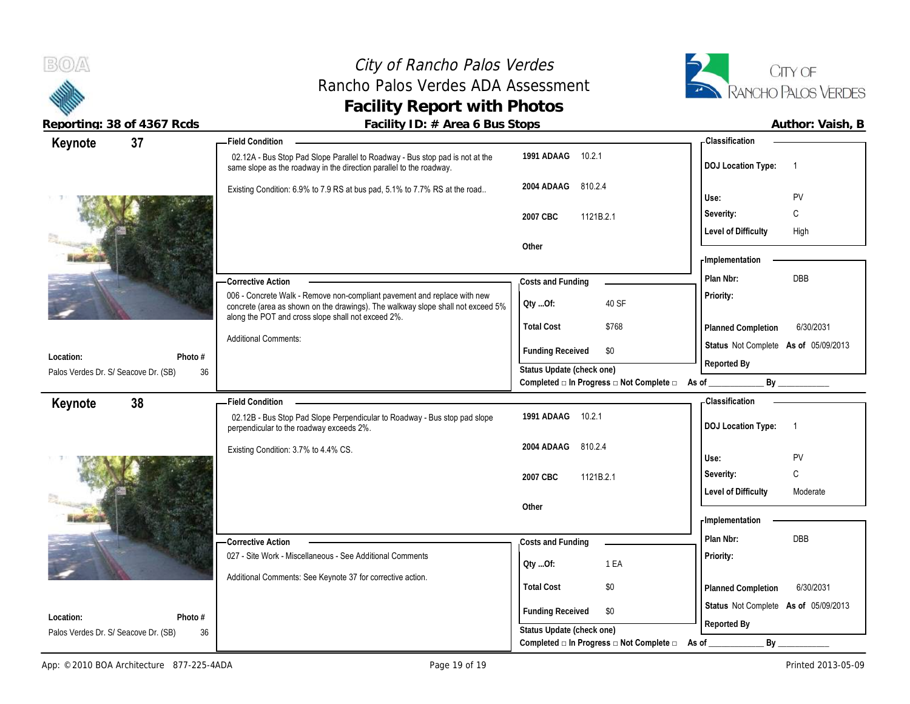# City of Rancho Palos Verdes
## Rancho Palos Verdes ADA Assessment
## Facility Report with Photos

**Reporting: 38 of 4367 Rcds** | **Facility ID: # Area 6 Bus Stops** | **Author: Vaish, B**

---

### Keynote 37

**Location:** Palos Verdes Dr. S/ Seacove Dr. (SB)
**Photo #:** 36

**Field Condition**

02.12A - Bus Stop Pad Slope Parallel to Roadway - Bus stop pad is not at the same slope as the roadway in the direction parallel to the roadway.

Existing Condition: 6.9% to 7.9 RS at bus pad, 5.1% to 7.7% RS at the road..

| | |
|---|---|
| 1991 ADAAG | 10.2.1 |
| 2004 ADAAG | 810.2.4 |
| 2007 CBC | 1121B.2.1 |
| Other | |

**Classification**

| | |
|---|---|
| DOJ Location Type: | 1 |
| Use: | PV |
| Severity: | C |
| Level of Difficulty | High |

**Corrective Action**

006 - Concrete Walk - Remove non-compliant pavement and replace with new concrete (area as shown on the drawings). The walkway slope shall not exceed 5% along the POT and cross slope shall not exceed 2%.

Additional Comments:

**Costs and Funding**

| | |
|---|---|
| Qty ...Of: | 40 SF |
| Total Cost | $768 |
| Funding Received | $0 |

Status Update (check one)
Completed □ In Progress □ Not Complete □ As of ____________ By ____________

**Implementation**

| | |
|---|---|
| Plan Nbr: | DBB |
| Priority: | |
| Planned Completion | 6/30/2031 |
| Status | Not Complete As of 05/09/2013 |
| Reported By | |

---

### Keynote 38

**Location:** Palos Verdes Dr. S/ Seacove Dr. (SB)
**Photo #:** 36

**Field Condition**

02.12B - Bus Stop Pad Slope Perpendicular to Roadway - Bus stop pad slope perpendicular to the roadway exceeds 2%.

Existing Condition: 3.7% to 4.4% CS.

| | |
|---|---|
| 1991 ADAAG | 10.2.1 |
| 2004 ADAAG | 810.2.4 |
| 2007 CBC | 1121B.2.1 |
| Other | |

**Classification**

| | |
|---|---|
| DOJ Location Type: | 1 |
| Use: | PV |
| Severity: | C |
| Level of Difficulty | Moderate |

**Corrective Action**

027 - Site Work - Miscellaneous - See Additional Comments

Additional Comments: See Keynote 37 for corrective action.

**Costs and Funding**

| | |
|---|---|
| Qty ...Of: | 1 EA |
| Total Cost | $0 |
| Funding Received | $0 |

Status Update (check one)
Completed □ In Progress □ Not Complete □ As of ____________ By ____________

**Implementation**

| | |
|---|---|
| Plan Nbr: | DBB |
| Priority: | |
| Planned Completion | 6/30/2031 |
| Status | Not Complete As of 05/09/2013 |
| Reported By | |